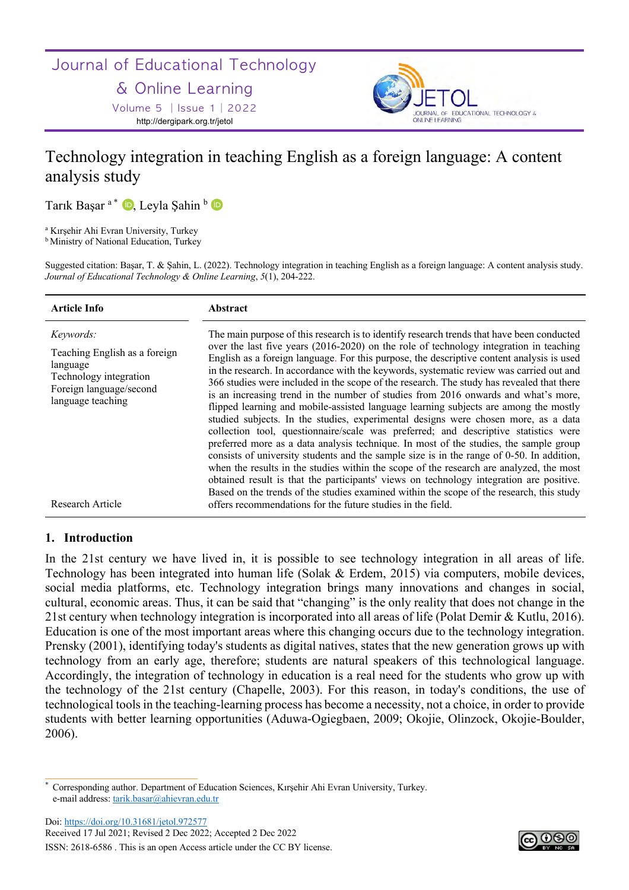# Technology integration in teaching English as a foreign language: A content analysis study

Tarık Başar [a]*, Leyla Şahin [b]

[a] Kırşehir Ahi Evran University, Turkey
[b] Ministry of National Education, Turkey

Suggested citation: Başar, T. & Şahin, L. (2022). Technology integration in teaching English as a foreign language: A content analysis study. *Journal of Educational Technology & Online Learning*, *5*(1), 204-222.

| Article Info | Abstract |
|---|---|
| *Keywords:*<br>Teaching English as a foreign language<br>Technology integration<br>Foreign language/second language teaching<br><br>Research Article | The main purpose of this research is to identify research trends that have been conducted over the last five years (2016-2020) on the role of technology integration in teaching English as a foreign language. For this purpose, the descriptive content analysis is used in the research. In accordance with the keywords, systematic review was carried out and 366 studies were included in the scope of the research. The study has revealed that there is an increasing trend in the number of studies from 2016 onwards and what's more, flipped learning and mobile-assisted language learning subjects are among the mostly studied subjects. In the studies, experimental designs were chosen more, as a data collection tool, questionnaire/scale was preferred; and descriptive statistics were preferred more as a data analysis technique. In most of the studies, the sample group consists of university students and the sample size is in the range of 0-50. In addition, when the results in the studies within the scope of the research are analyzed, the most obtained result is that the participants' views on technology integration are positive. Based on the trends of the studies examined within the scope of the research, this study offers recommendations for the future studies in the field. |

## 1. Introduction

In the 21st century we have lived in, it is possible to see technology integration in all areas of life. Technology has been integrated into human life (Solak & Erdem, 2015) via computers, mobile devices, social media platforms, etc. Technology integration brings many innovations and changes in social, cultural, economic areas. Thus, it can be said that "changing" is the only reality that does not change in the 21st century when technology integration is incorporated into all areas of life (Polat Demir & Kutlu, 2016). Education is one of the most important areas where this changing occurs due to the technology integration. Prensky (2001), identifying today's students as digital natives, states that the new generation grows up with technology from an early age, therefore; students are natural speakers of this technological language. Accordingly, the integration of technology in education is a real need for the students who grow up with the technology of the 21st century (Chapelle, 2003). For this reason, in today's conditions, the use of technological tools in the teaching-learning process has become a necessity, not a choice, in order to provide students with better learning opportunities (Aduwa-Ogiegbaen, 2009; Okojie, Olinzock, Okojie-Boulder, 2006).

---

* Corresponding author. Department of Education Sciences, Kırşehir Ahi Evran University, Turkey.
e-mail address: tarik.basar@ahievran.edu.tr

Doi: https://doi.org/10.31681/jetol.972577
Received 17 Jul 2021; Revised 2 Dec 2022; Accepted 2 Dec 2022
ISSN: 2618-6586 . This is an open Access article under the CC BY license.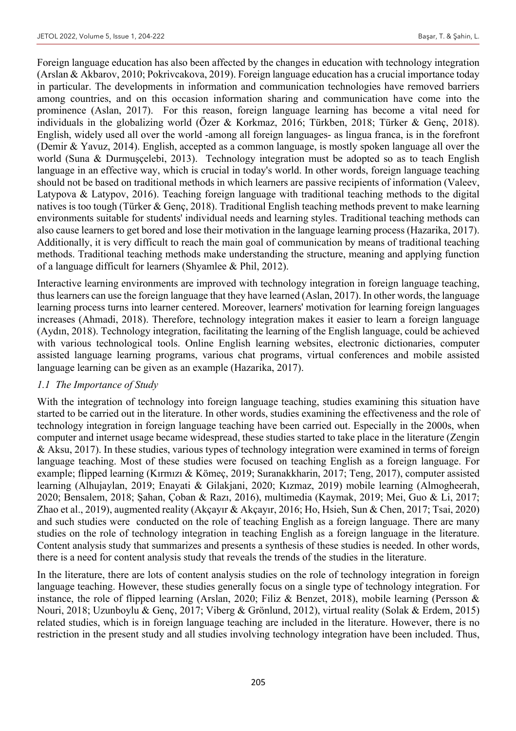Foreign language education has also been affected by the changes in education with technology integration (Arslan & Akbarov, 2010; Pokrivcakova, 2019). Foreign language education has a crucial importance today in particular. The developments in information and communication technologies have removed barriers among countries, and on this occasion information sharing and communication have come into the prominence (Aslan, 2017). For this reason, foreign language learning has become a vital need for individuals in the globalizing world (Özer & Korkmaz, 2016; Türkben, 2018; Türker & Genç, 2018). English, widely used all over the world -among all foreign languages- as lingua franca, is in the forefront (Demir & Yavuz, 2014). English, accepted as a common language, is mostly spoken language all over the world (Suna & Durmuşçelebi, 2013). Technology integration must be adopted so as to teach English language in an effective way, which is crucial in today's world. In other words, foreign language teaching should not be based on traditional methods in which learners are passive recipients of information (Valeev, Latypova & Latypov, 2016). Teaching foreign language with traditional teaching methods to the digital natives is too tough (Türker & Genç, 2018). Traditional English teaching methods prevent to make learning environments suitable for students' individual needs and learning styles. Traditional teaching methods can also cause learners to get bored and lose their motivation in the language learning process (Hazarika, 2017). Additionally, it is very difficult to reach the main goal of communication by means of traditional teaching methods. Traditional teaching methods make understanding the structure, meaning and applying function of a language difficult for learners (Shyamlee & Phil, 2012).

Interactive learning environments are improved with technology integration in foreign language teaching, thus learners can use the foreign language that they have learned (Aslan, 2017). In other words, the language learning process turns into learner centered. Moreover, learners' motivation for learning foreign languages increases (Ahmadi, 2018). Therefore, technology integration makes it easier to learn a foreign language (Aydın, 2018). Technology integration, facilitating the learning of the English language, could be achieved with various technological tools. Online English learning websites, electronic dictionaries, computer assisted language learning programs, various chat programs, virtual conferences and mobile assisted language learning can be given as an example (Hazarika, 2017).

### *1.1 The Importance of Study*

With the integration of technology into foreign language teaching, studies examining this situation have started to be carried out in the literature. In other words, studies examining the effectiveness and the role of technology integration in foreign language teaching have been carried out. Especially in the 2000s, when computer and internet usage became widespread, these studies started to take place in the literature (Zengin & Aksu, 2017). In these studies, various types of technology integration were examined in terms of foreign language teaching. Most of these studies were focused on teaching English as a foreign language. For example; flipped learning (Kırmızı & Kömeç, 2019; Suranakkharin, 2017; Teng, 2017), computer assisted learning (Alhujaylan, 2019; Enayati & Gilakjani, 2020; Kızmaz, 2019) mobile learning (Almogheerah, 2020; Bensalem, 2018; Şahan, Çoban & Razı, 2016), multimedia (Kaymak, 2019; Mei, Guo & Li, 2017; Zhao et al., 2019), augmented reality (Akçayır & Akçayır, 2016; Ho, Hsieh, Sun & Chen, 2017; Tsai, 2020) and such studies were conducted on the role of teaching English as a foreign language. There are many studies on the role of technology integration in teaching English as a foreign language in the literature. Content analysis study that summarizes and presents a synthesis of these studies is needed. In other words, there is a need for content analysis study that reveals the trends of the studies in the literature.

In the literature, there are lots of content analysis studies on the role of technology integration in foreign language teaching. However, these studies generally focus on a single type of technology integration. For instance, the role of flipped learning (Arslan, 2020; Filiz & Benzet, 2018), mobile learning (Persson & Nouri, 2018; Uzunboylu & Genç, 2017; Viberg & Grönlund, 2012), virtual reality (Solak & Erdem, 2015) related studies, which is in foreign language teaching are included in the literature. However, there is no restriction in the present study and all studies involving technology integration have been included. Thus,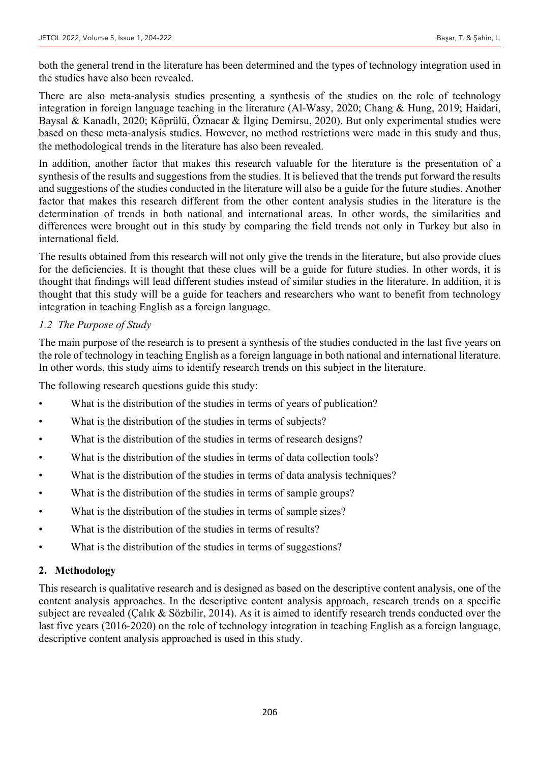both the general trend in the literature has been determined and the types of technology integration used in the studies have also been revealed.

There are also meta-analysis studies presenting a synthesis of the studies on the role of technology integration in foreign language teaching in the literature (Al-Wasy, 2020; Chang & Hung, 2019; Haidari, Baysal & Kanadlı, 2020; Köprülü, Öznacar & İlginç Demirsu, 2020). But only experimental studies were based on these meta-analysis studies. However, no method restrictions were made in this study and thus, the methodological trends in the literature has also been revealed.

In addition, another factor that makes this research valuable for the literature is the presentation of a synthesis of the results and suggestions from the studies. It is believed that the trends put forward the results and suggestions of the studies conducted in the literature will also be a guide for the future studies. Another factor that makes this research different from the other content analysis studies in the literature is the determination of trends in both national and international areas. In other words, the similarities and differences were brought out in this study by comparing the field trends not only in Turkey but also in international field.

The results obtained from this research will not only give the trends in the literature, but also provide clues for the deficiencies. It is thought that these clues will be a guide for future studies. In other words, it is thought that findings will lead different studies instead of similar studies in the literature. In addition, it is thought that this study will be a guide for teachers and researchers who want to benefit from technology integration in teaching English as a foreign language.

### *1.2 The Purpose of Study*

The main purpose of the research is to present a synthesis of the studies conducted in the last five years on the role of technology in teaching English as a foreign language in both national and international literature. In other words, this study aims to identify research trends on this subject in the literature.

The following research questions guide this study:

- What is the distribution of the studies in terms of years of publication?
- What is the distribution of the studies in terms of subjects?
- What is the distribution of the studies in terms of research designs?
- What is the distribution of the studies in terms of data collection tools?
- What is the distribution of the studies in terms of data analysis techniques?
- What is the distribution of the studies in terms of sample groups?
- What is the distribution of the studies in terms of sample sizes?
- What is the distribution of the studies in terms of results?
- What is the distribution of the studies in terms of suggestions?

## 2. Methodology

This research is qualitative research and is designed as based on the descriptive content analysis, one of the content analysis approaches. In the descriptive content analysis approach, research trends on a specific subject are revealed (Çalık & Sözbilir, 2014). As it is aimed to identify research trends conducted over the last five years (2016-2020) on the role of technology integration in teaching English as a foreign language, descriptive content analysis approached is used in this study.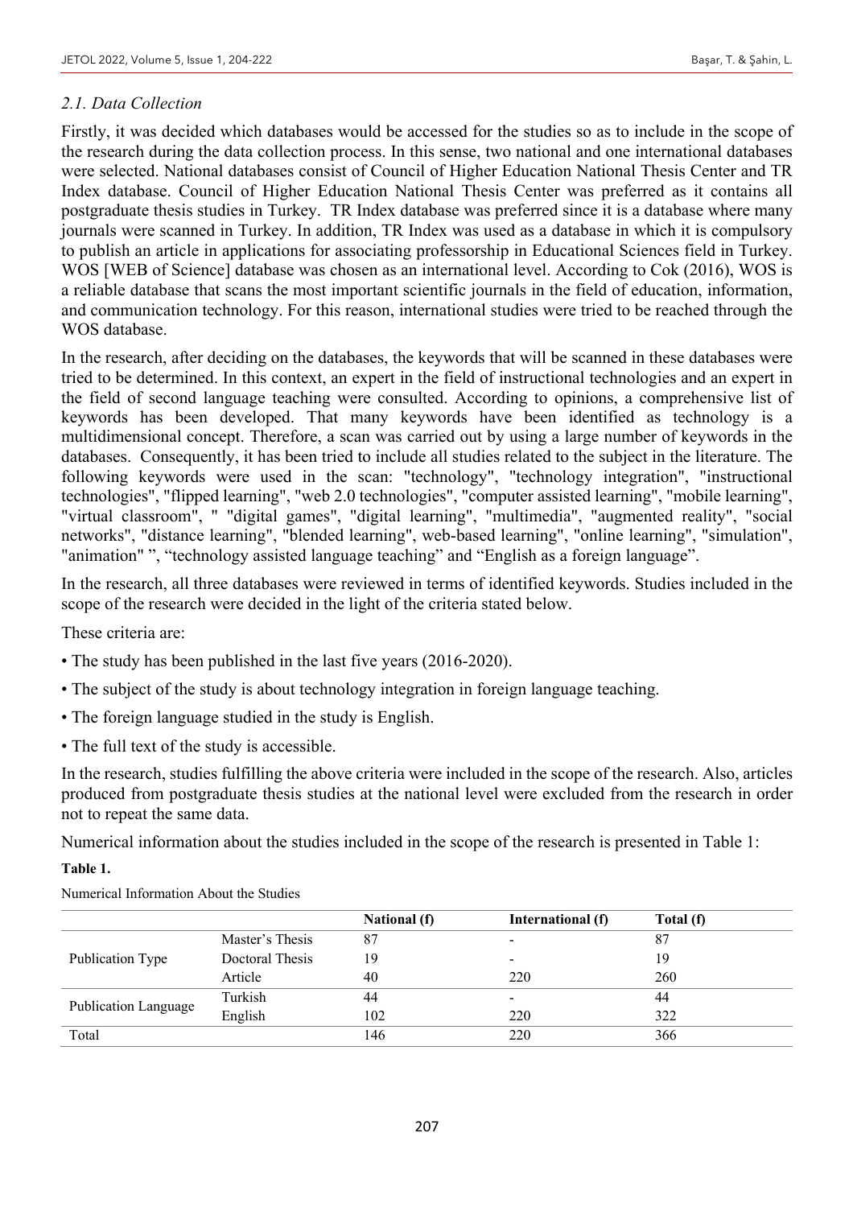### *2.1. Data Collection*

Firstly, it was decided which databases would be accessed for the studies so as to include in the scope of the research during the data collection process. In this sense, two national and one international databases were selected. National databases consist of Council of Higher Education National Thesis Center and TR Index database. Council of Higher Education National Thesis Center was preferred as it contains all postgraduate thesis studies in Turkey. TR Index database was preferred since it is a database where many journals were scanned in Turkey. In addition, TR Index was used as a database in which it is compulsory to publish an article in applications for associating professorship in Educational Sciences field in Turkey. WOS [WEB of Science] database was chosen as an international level. According to Cok (2016), WOS is a reliable database that scans the most important scientific journals in the field of education, information, and communication technology. For this reason, international studies were tried to be reached through the WOS database.

In the research, after deciding on the databases, the keywords that will be scanned in these databases were tried to be determined. In this context, an expert in the field of instructional technologies and an expert in the field of second language teaching were consulted. According to opinions, a comprehensive list of keywords has been developed. That many keywords have been identified as technology is a multidimensional concept. Therefore, a scan was carried out by using a large number of keywords in the databases. Consequently, it has been tried to include all studies related to the subject in the literature. The following keywords were used in the scan: "technology", "technology integration", "instructional technologies", "flipped learning", "web 2.0 technologies", "computer assisted learning", "mobile learning", "virtual classroom", " "digital games", "digital learning", "multimedia", "augmented reality", "social networks", "distance learning", "blended learning", web-based learning", "online learning", "simulation", "animation" ", "technology assisted language teaching" and "English as a foreign language".

In the research, all three databases were reviewed in terms of identified keywords. Studies included in the scope of the research were decided in the light of the criteria stated below.

These criteria are:

- The study has been published in the last five years (2016-2020).
- The subject of the study is about technology integration in foreign language teaching.
- The foreign language studied in the study is English.
- The full text of the study is accessible.

In the research, studies fulfilling the above criteria were included in the scope of the research. Also, articles produced from postgraduate thesis studies at the national level were excluded from the research in order not to repeat the same data.

Numerical information about the studies included in the scope of the research is presented in Table 1:

**Table 1.**

Numerical Information About the Studies

| | | National (f) | International (f) | Total (f) |
|---|---|---|---|---|
| Publication Type | Master's Thesis | 87 | - | 87 |
| | Doctoral Thesis | 19 | - | 19 |
| | Article | 40 | 220 | 260 |
| Publication Language | Turkish | 44 | - | 44 |
| | English | 102 | 220 | 322 |
| Total | | 146 | 220 | 366 |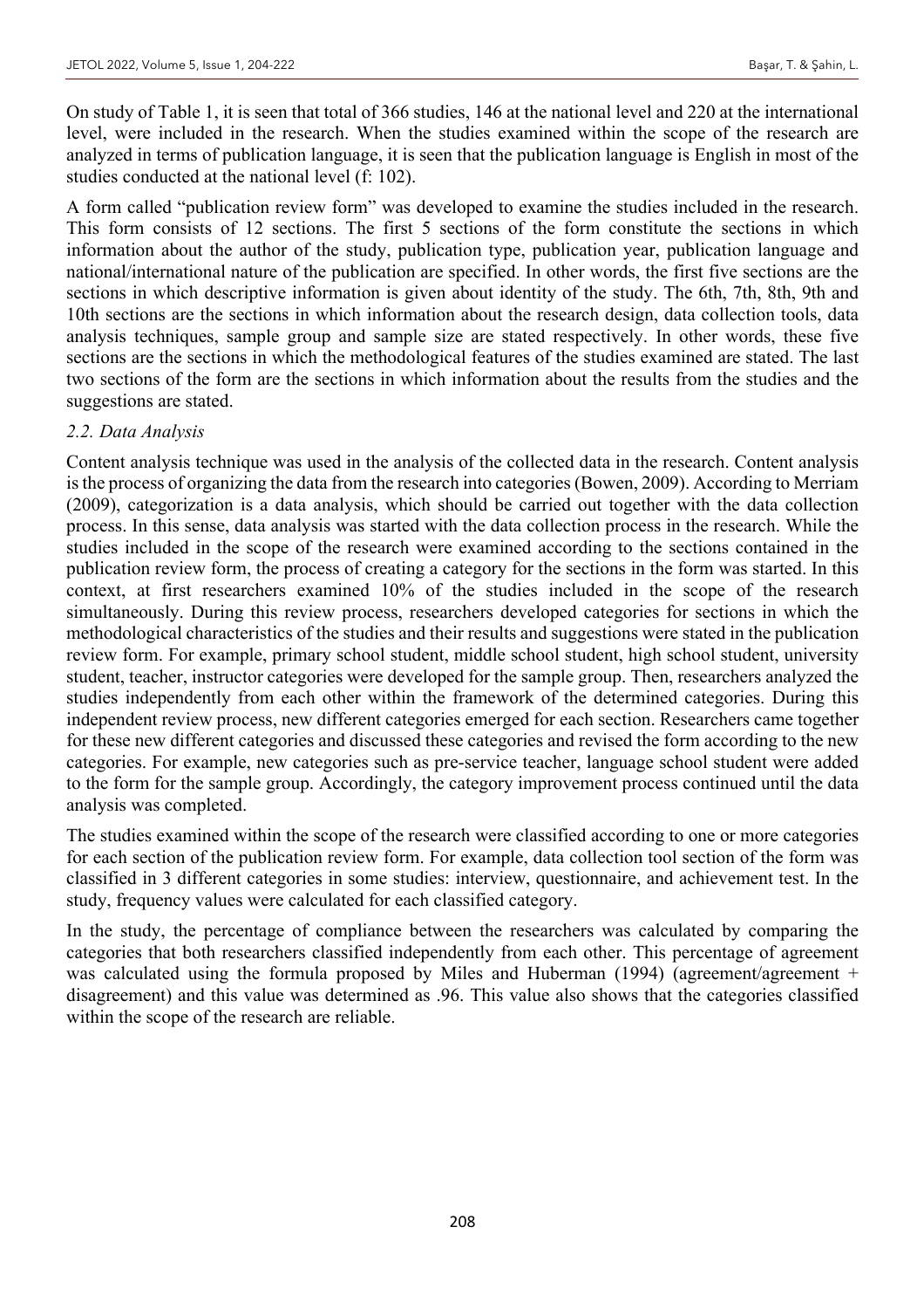On study of Table 1, it is seen that total of 366 studies, 146 at the national level and 220 at the international level, were included in the research. When the studies examined within the scope of the research are analyzed in terms of publication language, it is seen that the publication language is English in most of the studies conducted at the national level (f: 102).

A form called "publication review form" was developed to examine the studies included in the research. This form consists of 12 sections. The first 5 sections of the form constitute the sections in which information about the author of the study, publication type, publication year, publication language and national/international nature of the publication are specified. In other words, the first five sections are the sections in which descriptive information is given about identity of the study. The 6th, 7th, 8th, 9th and 10th sections are the sections in which information about the research design, data collection tools, data analysis techniques, sample group and sample size are stated respectively. In other words, these five sections are the sections in which the methodological features of the studies examined are stated. The last two sections of the form are the sections in which information about the results from the studies and the suggestions are stated.

### *2.2. Data Analysis*

Content analysis technique was used in the analysis of the collected data in the research. Content analysis is the process of organizing the data from the research into categories (Bowen, 2009). According to Merriam (2009), categorization is a data analysis, which should be carried out together with the data collection process. In this sense, data analysis was started with the data collection process in the research. While the studies included in the scope of the research were examined according to the sections contained in the publication review form, the process of creating a category for the sections in the form was started. In this context, at first researchers examined 10% of the studies included in the scope of the research simultaneously. During this review process, researchers developed categories for sections in which the methodological characteristics of the studies and their results and suggestions were stated in the publication review form. For example, primary school student, middle school student, high school student, university student, teacher, instructor categories were developed for the sample group. Then, researchers analyzed the studies independently from each other within the framework of the determined categories. During this independent review process, new different categories emerged for each section. Researchers came together for these new different categories and discussed these categories and revised the form according to the new categories. For example, new categories such as pre-service teacher, language school student were added to the form for the sample group. Accordingly, the category improvement process continued until the data analysis was completed.

The studies examined within the scope of the research were classified according to one or more categories for each section of the publication review form. For example, data collection tool section of the form was classified in 3 different categories in some studies: interview, questionnaire, and achievement test. In the study, frequency values were calculated for each classified category.

In the study, the percentage of compliance between the researchers was calculated by comparing the categories that both researchers classified independently from each other. This percentage of agreement was calculated using the formula proposed by Miles and Huberman (1994) (agreement/agreement + disagreement) and this value was determined as .96. This value also shows that the categories classified within the scope of the research are reliable.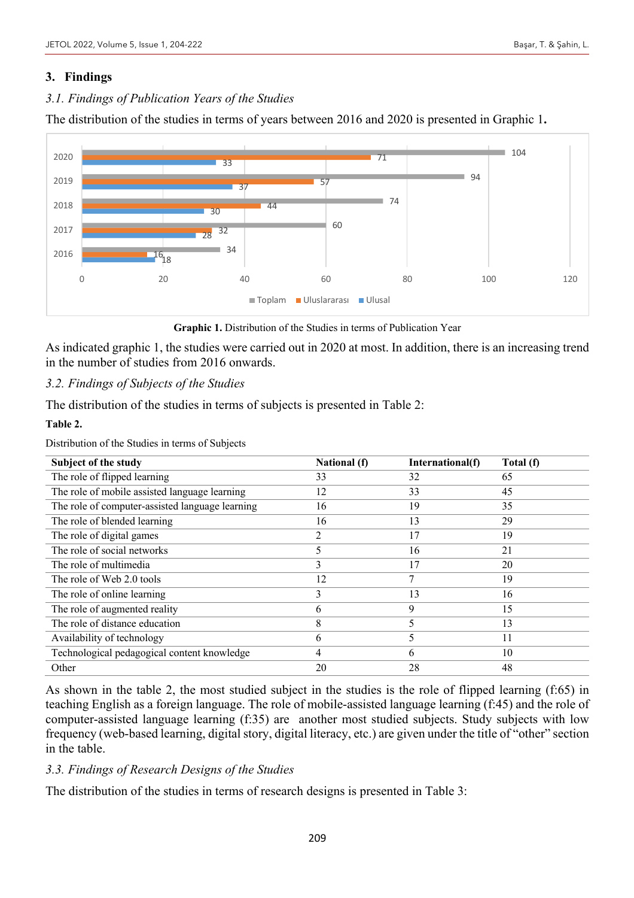## 3. Findings

### *3.1. Findings of Publication Years of the Studies*

The distribution of the studies in terms of years between 2016 and 2020 is presented in Graphic 1**.**

2020 104 71 33
2019 94 57 37
2018 74 44 30
2017 60 32 28
2016 34 16 18

0 20 40 60 80 100 120

Toplam Uluslararası Ulusal

**Graphic 1.** Distribution of the Studies in terms of Publication Year

As indicated graphic 1, the studies were carried out in 2020 at most. In addition, there is an increasing trend in the number of studies from 2016 onwards.

### *3.2. Findings of Subjects of the Studies*

The distribution of the studies in terms of subjects is presented in Table 2:

**Table 2.**

Distribution of the Studies in terms of Subjects

| Subject of the study | National (f) | International(f) | Total (f) |
|---|---|---|---|
| The role of flipped learning | 33 | 32 | 65 |
| The role of mobile assisted language learning | 12 | 33 | 45 |
| The role of computer-assisted language learning | 16 | 19 | 35 |
| The role of blended learning | 16 | 13 | 29 |
| The role of digital games | 2 | 17 | 19 |
| The role of social networks | 5 | 16 | 21 |
| The role of multimedia | 3 | 17 | 20 |
| The role of Web 2.0 tools | 12 | 7 | 19 |
| The role of online learning | 3 | 13 | 16 |
| The role of augmented reality | 6 | 9 | 15 |
| The role of distance education | 8 | 5 | 13 |
| Availability of technology | 6 | 5 | 11 |
| Technological pedagogical content knowledge | 4 | 6 | 10 |
| Other | 20 | 28 | 48 |

As shown in the table 2, the most studied subject in the studies is the role of flipped learning (f:65) in teaching English as a foreign language. The role of mobile-assisted language learning (f:45) and the role of computer-assisted language learning (f:35) are another most studied subjects. Study subjects with low frequency (web-based learning, digital story, digital literacy, etc.) are given under the title of "other" section in the table.

### *3.3. Findings of Research Designs of the Studies*

The distribution of the studies in terms of research designs is presented in Table 3: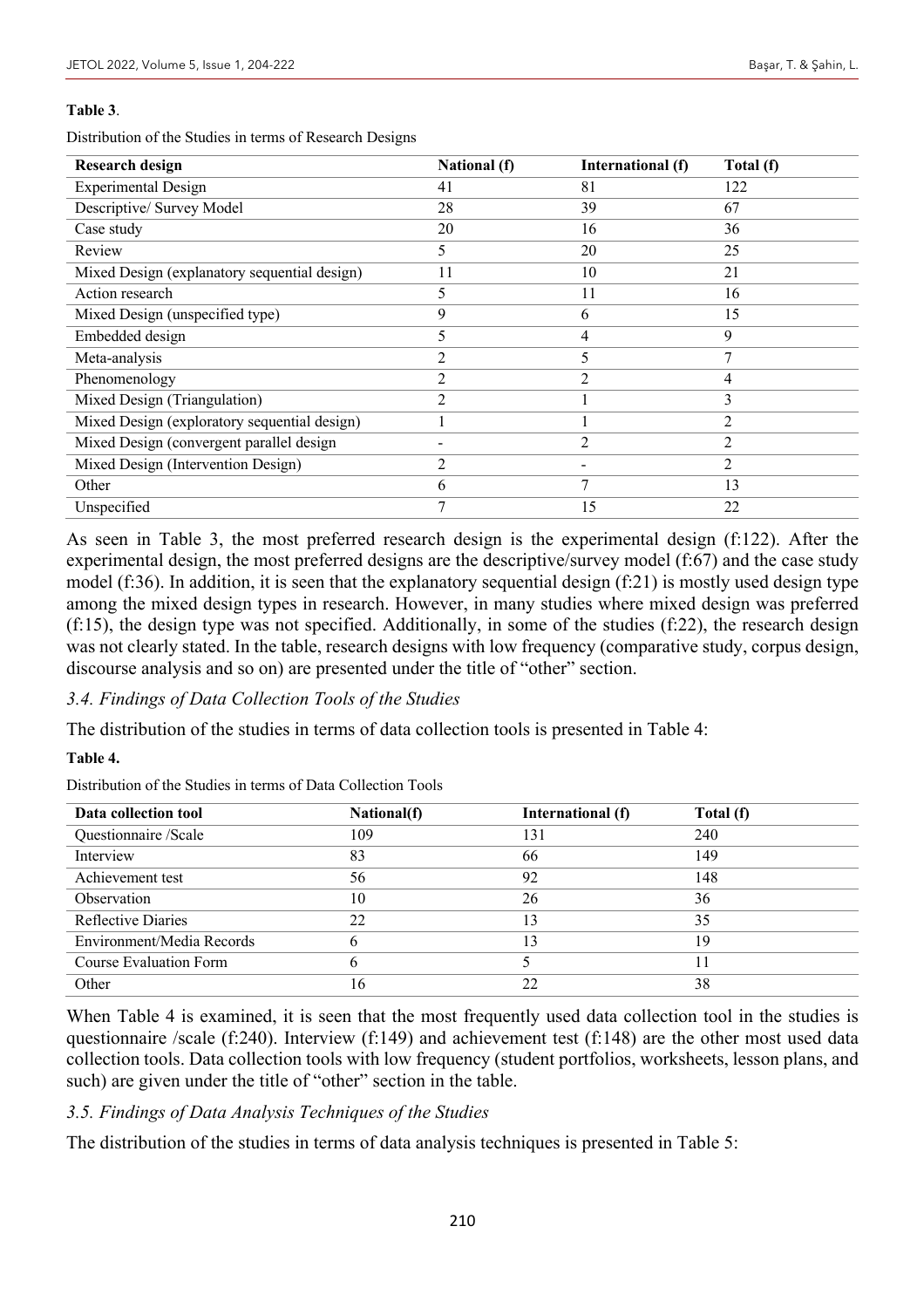**Table 3**.

Distribution of the Studies in terms of Research Designs

| Research design | National (f) | International (f) | Total (f) |
|---|---|---|---|
| Experimental Design | 41 | 81 | 122 |
| Descriptive/ Survey Model | 28 | 39 | 67 |
| Case study | 20 | 16 | 36 |
| Review | 5 | 20 | 25 |
| Mixed Design (explanatory sequential design) | 11 | 10 | 21 |
| Action research | 5 | 11 | 16 |
| Mixed Design (unspecified type) | 9 | 6 | 15 |
| Embedded design | 5 | 4 | 9 |
| Meta-analysis | 2 | 5 | 7 |
| Phenomenology | 2 | 2 | 4 |
| Mixed Design (Triangulation) | 2 | 1 | 3 |
| Mixed Design (exploratory sequential design) | 1 | 1 | 2 |
| Mixed Design (convergent parallel design | - | 2 | 2 |
| Mixed Design (Intervention Design) | 2 | - | 2 |
| Other | 6 | 7 | 13 |
| Unspecified | 7 | 15 | 22 |

As seen in Table 3, the most preferred research design is the experimental design (f:122). After the experimental design, the most preferred designs are the descriptive/survey model (f:67) and the case study model (f:36). In addition, it is seen that the explanatory sequential design (f:21) is mostly used design type among the mixed design types in research. However, in many studies where mixed design was preferred (f:15), the design type was not specified. Additionally, in some of the studies (f:22), the research design was not clearly stated. In the table, research designs with low frequency (comparative study, corpus design, discourse analysis and so on) are presented under the title of "other" section.

### *3.4. Findings of Data Collection Tools of the Studies*

The distribution of the studies in terms of data collection tools is presented in Table 4:

**Table 4.**

Distribution of the Studies in terms of Data Collection Tools

| Data collection tool | National(f) | International (f) | Total (f) |
|---|---|---|---|
| Questionnaire /Scale | 109 | 131 | 240 |
| Interview | 83 | 66 | 149 |
| Achievement test | 56 | 92 | 148 |
| Observation | 10 | 26 | 36 |
| Reflective Diaries | 22 | 13 | 35 |
| Environment/Media Records | 6 | 13 | 19 |
| Course Evaluation Form | 6 | 5 | 11 |
| Other | 16 | 22 | 38 |

When Table 4 is examined, it is seen that the most frequently used data collection tool in the studies is questionnaire /scale (f:240). Interview (f:149) and achievement test (f:148) are the other most used data collection tools. Data collection tools with low frequency (student portfolios, worksheets, lesson plans, and such) are given under the title of "other" section in the table.

### *3.5. Findings of Data Analysis Techniques of the Studies*

The distribution of the studies in terms of data analysis techniques is presented in Table 5: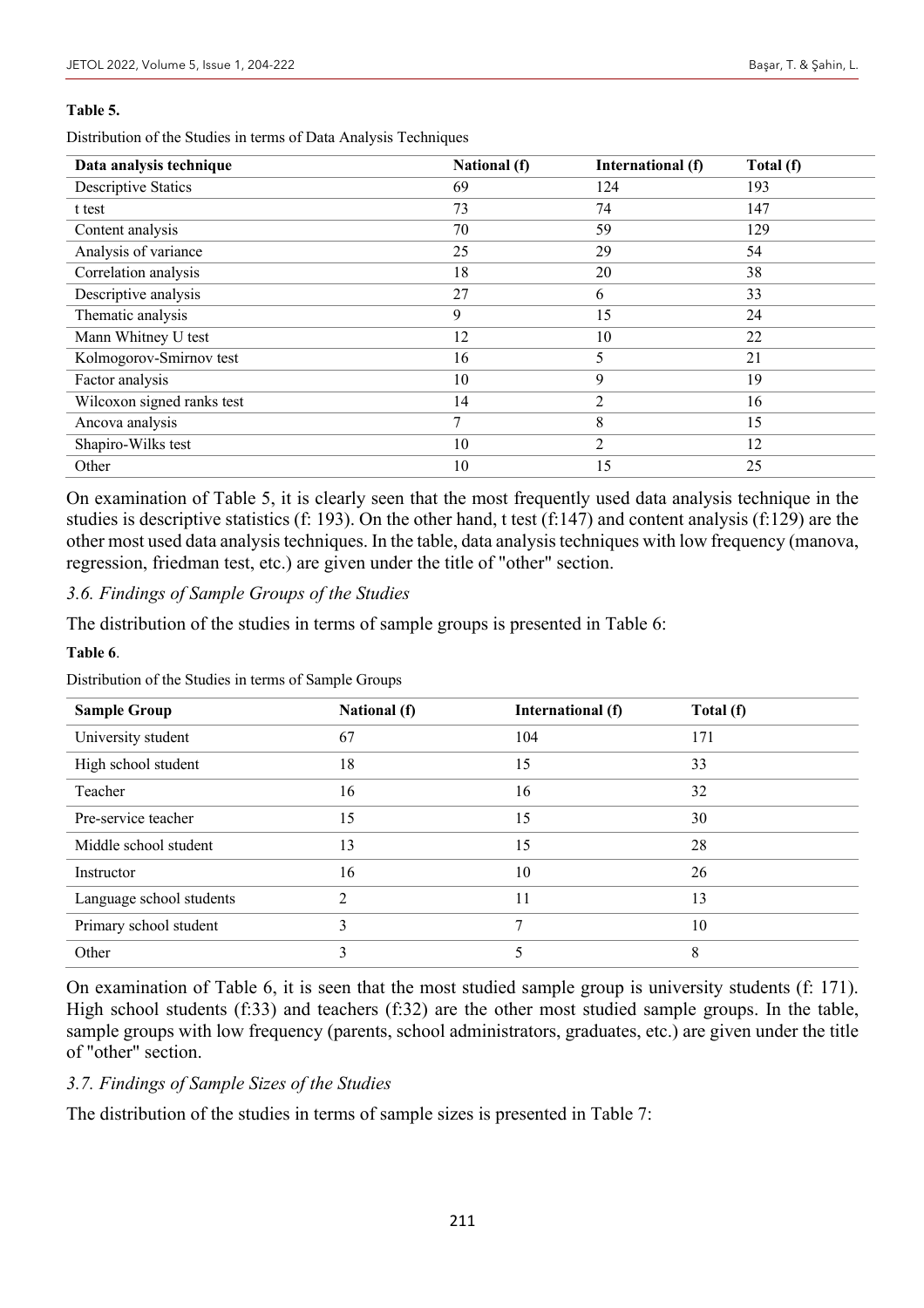**Table 5.**

Distribution of the Studies in terms of Data Analysis Techniques

| Data analysis technique | National (f) | International (f) | Total (f) |
|---|---|---|---|
| Descriptive Statics | 69 | 124 | 193 |
| t test | 73 | 74 | 147 |
| Content analysis | 70 | 59 | 129 |
| Analysis of variance | 25 | 29 | 54 |
| Correlation analysis | 18 | 20 | 38 |
| Descriptive analysis | 27 | 6 | 33 |
| Thematic analysis | 9 | 15 | 24 |
| Mann Whitney U test | 12 | 10 | 22 |
| Kolmogorov-Smirnov test | 16 | 5 | 21 |
| Factor analysis | 10 | 9 | 19 |
| Wilcoxon signed ranks test | 14 | 2 | 16 |
| Ancova analysis | 7 | 8 | 15 |
| Shapiro-Wilks test | 10 | 2 | 12 |
| Other | 10 | 15 | 25 |

On examination of Table 5, it is clearly seen that the most frequently used data analysis technique in the studies is descriptive statistics (f: 193). On the other hand, t test (f:147) and content analysis (f:129) are the other most used data analysis techniques. In the table, data analysis techniques with low frequency (manova, regression, friedman test, etc.) are given under the title of "other" section.

### *3.6. Findings of Sample Groups of the Studies*

The distribution of the studies in terms of sample groups is presented in Table 6:

**Table 6**.

Distribution of the Studies in terms of Sample Groups

| Sample Group | National (f) | International (f) | Total (f) |
|---|---|---|---|
| University student | 67 | 104 | 171 |
| High school student | 18 | 15 | 33 |
| Teacher | 16 | 16 | 32 |
| Pre-service teacher | 15 | 15 | 30 |
| Middle school student | 13 | 15 | 28 |
| Instructor | 16 | 10 | 26 |
| Language school students | 2 | 11 | 13 |
| Primary school student | 3 | 7 | 10 |
| Other | 3 | 5 | 8 |

On examination of Table 6, it is seen that the most studied sample group is university students (f: 171). High school students (f:33) and teachers (f:32) are the other most studied sample groups. In the table, sample groups with low frequency (parents, school administrators, graduates, etc.) are given under the title of "other" section.

### *3.7. Findings of Sample Sizes of the Studies*

The distribution of the studies in terms of sample sizes is presented in Table 7: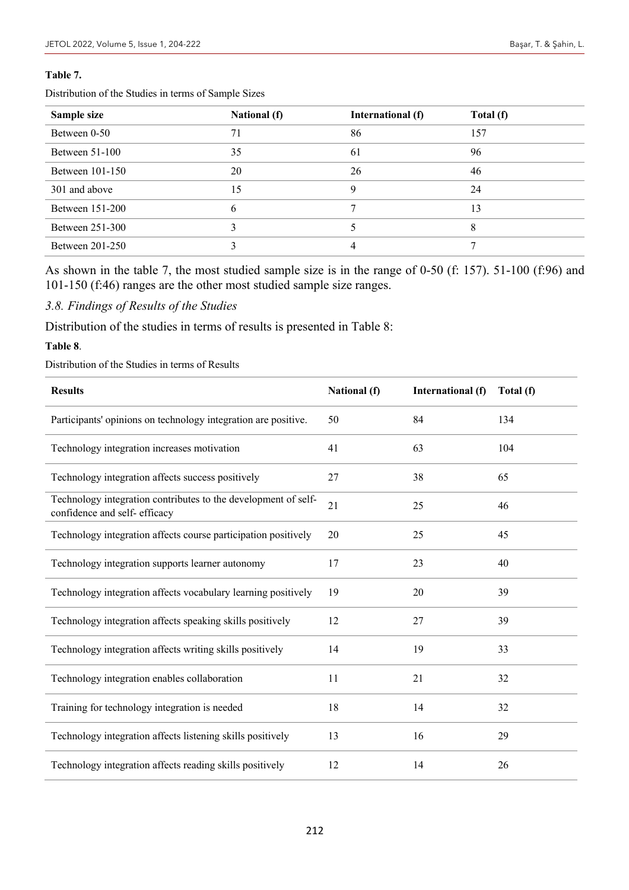**Table 7.**

Distribution of the Studies in terms of Sample Sizes

| Sample size | National (f) | International (f) | Total (f) |
|---|---|---|---|
| Between 0-50 | 71 | 86 | 157 |
| Between 51-100 | 35 | 61 | 96 |
| Between 101-150 | 20 | 26 | 46 |
| 301 and above | 15 | 9 | 24 |
| Between 151-200 | 6 | 7 | 13 |
| Between 251-300 | 3 | 5 | 8 |
| Between 201-250 | 3 | 4 | 7 |

As shown in the table 7, the most studied sample size is in the range of 0-50 (f: 157). 51-100 (f:96) and 101-150 (f:46) ranges are the other most studied sample size ranges.

### *3.8. Findings of Results of the Studies*

Distribution of the studies in terms of results is presented in Table 8:

**Table 8**.

Distribution of the Studies in terms of Results

| Results | National (f) | International (f) | Total (f) |
|---|---|---|---|
| Participants' opinions on technology integration are positive. | 50 | 84 | 134 |
| Technology integration increases motivation | 41 | 63 | 104 |
| Technology integration affects success positively | 27 | 38 | 65 |
| Technology integration contributes to the development of self-confidence and self- efficacy | 21 | 25 | 46 |
| Technology integration affects course participation positively | 20 | 25 | 45 |
| Technology integration supports learner autonomy | 17 | 23 | 40 |
| Technology integration affects vocabulary learning positively | 19 | 20 | 39 |
| Technology integration affects speaking skills positively | 12 | 27 | 39 |
| Technology integration affects writing skills positively | 14 | 19 | 33 |
| Technology integration enables collaboration | 11 | 21 | 32 |
| Training for technology integration is needed | 18 | 14 | 32 |
| Technology integration affects listening skills positively | 13 | 16 | 29 |
| Technology integration affects reading skills positively | 12 | 14 | 26 |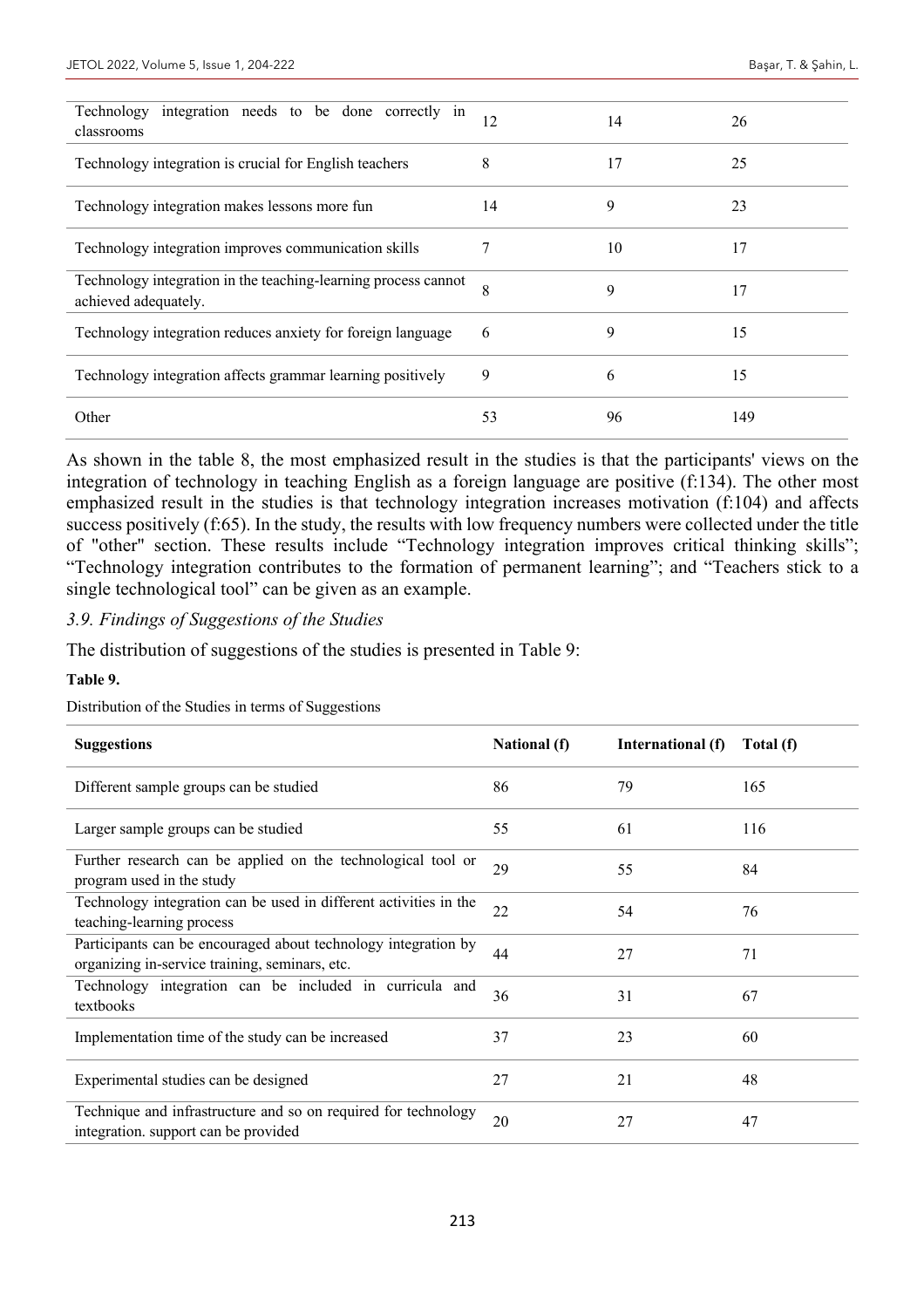| | | | |
|---|---|---|---|
| Technology integration needs to be done correctly in classrooms | 12 | 14 | 26 |
| Technology integration is crucial for English teachers | 8 | 17 | 25 |
| Technology integration makes lessons more fun | 14 | 9 | 23 |
| Technology integration improves communication skills | 7 | 10 | 17 |
| Technology integration in the teaching-learning process cannot achieved adequately. | 8 | 9 | 17 |
| Technology integration reduces anxiety for foreign language | 6 | 9 | 15 |
| Technology integration affects grammar learning positively | 9 | 6 | 15 |
| Other | 53 | 96 | 149 |

As shown in the table 8, the most emphasized result in the studies is that the participants' views on the integration of technology in teaching English as a foreign language are positive (f:134). The other most emphasized result in the studies is that technology integration increases motivation (f:104) and affects success positively (f:65). In the study, the results with low frequency numbers were collected under the title of "other" section. These results include "Technology integration improves critical thinking skills"; "Technology integration contributes to the formation of permanent learning"; and "Teachers stick to a single technological tool" can be given as an example.

### *3.9. Findings of Suggestions of the Studies*

The distribution of suggestions of the studies is presented in Table 9:

**Table 9.**

Distribution of the Studies in terms of Suggestions

| **Suggestions** | **National (f)** | **International (f)** | **Total (f)** |
|---|---|---|---|
| Different sample groups can be studied | 86 | 79 | 165 |
| Larger sample groups can be studied | 55 | 61 | 116 |
| Further research can be applied on the technological tool or program used in the study | 29 | 55 | 84 |
| Technology integration can be used in different activities in the teaching-learning process | 22 | 54 | 76 |
| Participants can be encouraged about technology integration by organizing in-service training, seminars, etc. | 44 | 27 | 71 |
| Technology integration can be included in curricula and textbooks | 36 | 31 | 67 |
| Implementation time of the study can be increased | 37 | 23 | 60 |
| Experimental studies can be designed | 27 | 21 | 48 |
| Technique and infrastructure and so on required for technology integration. support can be provided | 20 | 27 | 47 |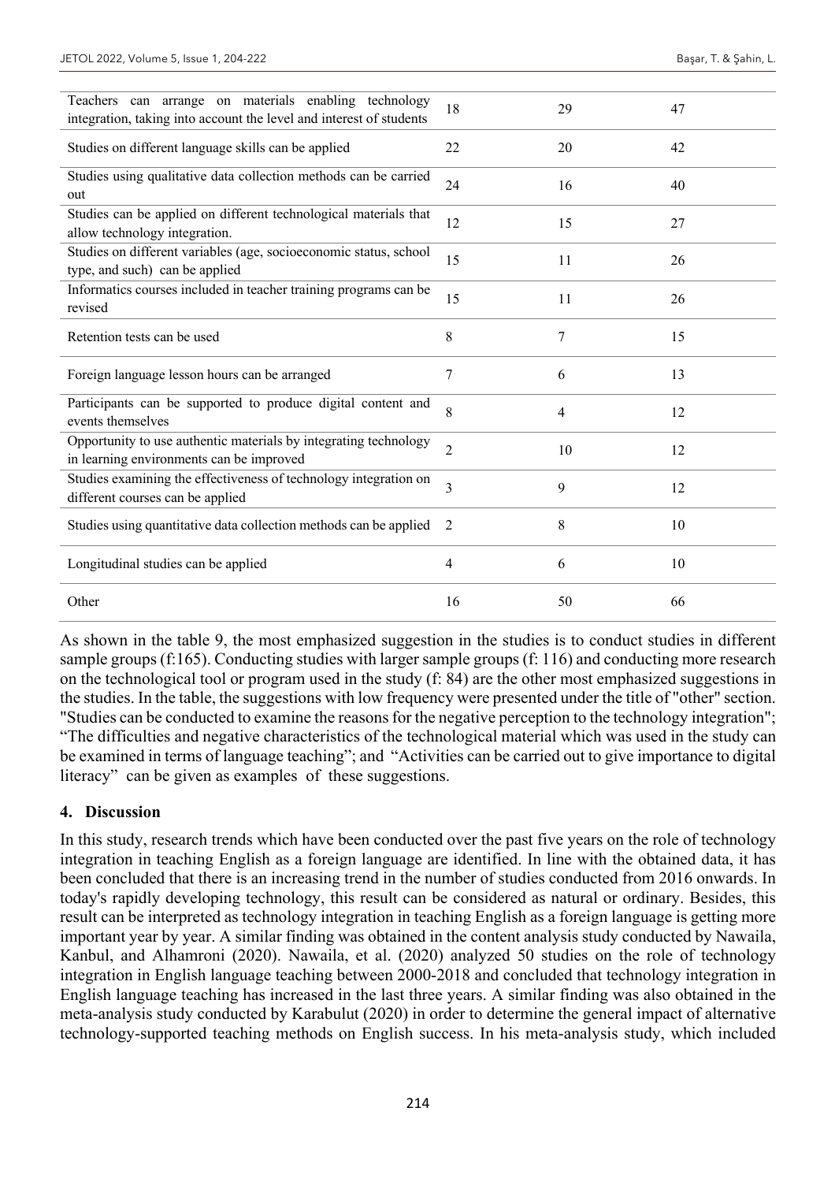| | | | |
|---|---|---|---|
| Teachers can arrange on materials enabling technology integration, taking into account the level and interest of students | 18 | 29 | 47 |
| Studies on different language skills can be applied | 22 | 20 | 42 |
| Studies using qualitative data collection methods can be carried out | 24 | 16 | 40 |
| Studies can be applied on different technological materials that allow technology integration. | 12 | 15 | 27 |
| Studies on different variables (age, socioeconomic status, school type, and such) can be applied | 15 | 11 | 26 |
| Informatics courses included in teacher training programs can be revised | 15 | 11 | 26 |
| Retention tests can be used | 8 | 7 | 15 |
| Foreign language lesson hours can be arranged | 7 | 6 | 13 |
| Participants can be supported to produce digital content and events themselves | 8 | 4 | 12 |
| Opportunity to use authentic materials by integrating technology in learning environments can be improved | 2 | 10 | 12 |
| Studies examining the effectiveness of technology integration on different courses can be applied | 3 | 9 | 12 |
| Studies using quantitative data collection methods can be applied | 2 | 8 | 10 |
| Longitudinal studies can be applied | 4 | 6 | 10 |
| Other | 16 | 50 | 66 |

As shown in the table 9, the most emphasized suggestion in the studies is to conduct studies in different sample groups (f:165). Conducting studies with larger sample groups (f: 116) and conducting more research on the technological tool or program used in the study (f: 84) are the other most emphasized suggestions in the studies. In the table, the suggestions with low frequency were presented under the title of "other" section. "Studies can be conducted to examine the reasons for the negative perception to the technology integration"; "The difficulties and negative characteristics of the technological material which was used in the study can be examined in terms of language teaching"; and "Activities can be carried out to give importance to digital literacy" can be given as examples of these suggestions.

## 4. Discussion

In this study, research trends which have been conducted over the past five years on the role of technology integration in teaching English as a foreign language are identified. In line with the obtained data, it has been concluded that there is an increasing trend in the number of studies conducted from 2016 onwards. In today's rapidly developing technology, this result can be considered as natural or ordinary. Besides, this result can be interpreted as technology integration in teaching English as a foreign language is getting more important year by year. A similar finding was obtained in the content analysis study conducted by Nawaila, Kanbul, and Alhamroni (2020). Nawaila, et al. (2020) analyzed 50 studies on the role of technology integration in English language teaching between 2000-2018 and concluded that technology integration in English language teaching has increased in the last three years. A similar finding was also obtained in the meta-analysis study conducted by Karabulut (2020) in order to determine the general impact of alternative technology-supported teaching methods on English success. In his meta-analysis study, which included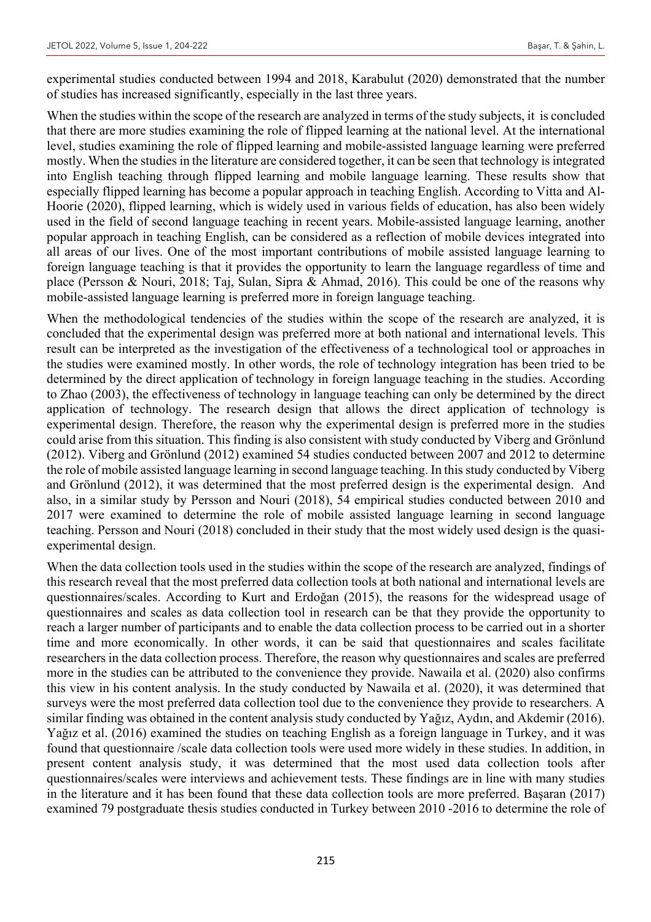experimental studies conducted between 1994 and 2018, Karabulut (2020) demonstrated that the number of studies has increased significantly, especially in the last three years.

When the studies within the scope of the research are analyzed in terms of the study subjects, it is concluded that there are more studies examining the role of flipped learning at the national level. At the international level, studies examining the role of flipped learning and mobile-assisted language learning were preferred mostly. When the studies in the literature are considered together, it can be seen that technology is integrated into English teaching through flipped learning and mobile language learning. These results show that especially flipped learning has become a popular approach in teaching English. According to Vitta and Al-Hoorie (2020), flipped learning, which is widely used in various fields of education, has also been widely used in the field of second language teaching in recent years. Mobile-assisted language learning, another popular approach in teaching English, can be considered as a reflection of mobile devices integrated into all areas of our lives. One of the most important contributions of mobile assisted language learning to foreign language teaching is that it provides the opportunity to learn the language regardless of time and place (Persson & Nouri, 2018; Taj, Sulan, Sipra & Ahmad, 2016). This could be one of the reasons why mobile-assisted language learning is preferred more in foreign language teaching.

When the methodological tendencies of the studies within the scope of the research are analyzed, it is concluded that the experimental design was preferred more at both national and international levels. This result can be interpreted as the investigation of the effectiveness of a technological tool or approaches in the studies were examined mostly. In other words, the role of technology integration has been tried to be determined by the direct application of technology in foreign language teaching in the studies. According to Zhao (2003), the effectiveness of technology in language teaching can only be determined by the direct application of technology. The research design that allows the direct application of technology is experimental design. Therefore, the reason why the experimental design is preferred more in the studies could arise from this situation. This finding is also consistent with study conducted by Viberg and Grönlund (2012). Viberg and Grönlund (2012) examined 54 studies conducted between 2007 and 2012 to determine the role of mobile assisted language learning in second language teaching. In this study conducted by Viberg and Grönlund (2012), it was determined that the most preferred design is the experimental design. And also, in a similar study by Persson and Nouri (2018), 54 empirical studies conducted between 2010 and 2017 were examined to determine the role of mobile assisted language learning in second language teaching. Persson and Nouri (2018) concluded in their study that the most widely used design is the quasi-experimental design.

When the data collection tools used in the studies within the scope of the research are analyzed, findings of this research reveal that the most preferred data collection tools at both national and international levels are questionnaires/scales. According to Kurt and Erdoğan (2015), the reasons for the widespread usage of questionnaires and scales as data collection tool in research can be that they provide the opportunity to reach a larger number of participants and to enable the data collection process to be carried out in a shorter time and more economically. In other words, it can be said that questionnaires and scales facilitate researchers in the data collection process. Therefore, the reason why questionnaires and scales are preferred more in the studies can be attributed to the convenience they provide. Nawaila et al. (2020) also confirms this view in his content analysis. In the study conducted by Nawaila et al. (2020), it was determined that surveys were the most preferred data collection tool due to the convenience they provide to researchers. A similar finding was obtained in the content analysis study conducted by Yağız, Aydın, and Akdemir (2016). Yağız et al. (2016) examined the studies on teaching English as a foreign language in Turkey, and it was found that questionnaire /scale data collection tools were used more widely in these studies. In addition, in present content analysis study, it was determined that the most used data collection tools after questionnaires/scales were interviews and achievement tests. These findings are in line with many studies in the literature and it has been found that these data collection tools are more preferred. Başaran (2017) examined 79 postgraduate thesis studies conducted in Turkey between 2010 -2016 to determine the role of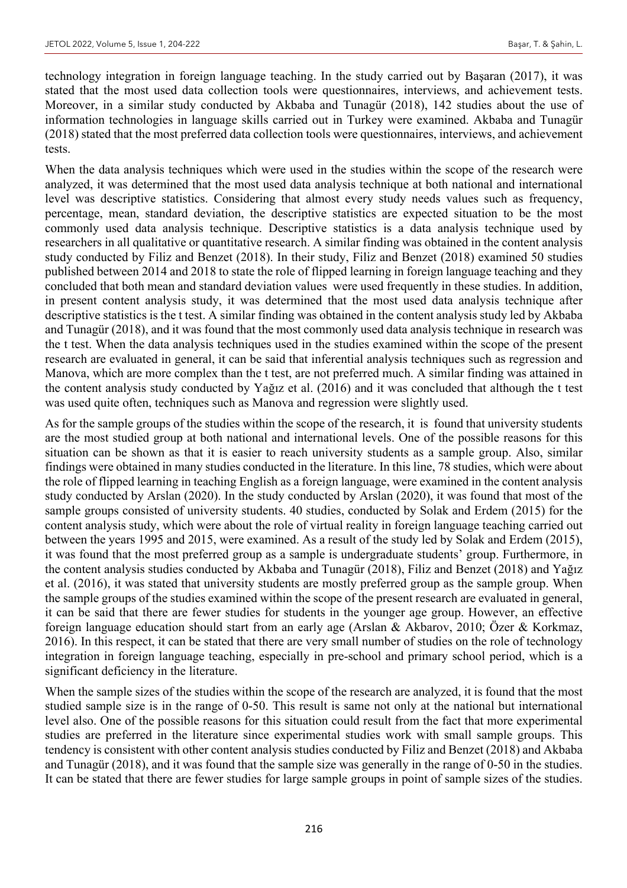technology integration in foreign language teaching. In the study carried out by Başaran (2017), it was stated that the most used data collection tools were questionnaires, interviews, and achievement tests. Moreover, in a similar study conducted by Akbaba and Tunagür (2018), 142 studies about the use of information technologies in language skills carried out in Turkey were examined. Akbaba and Tunagür (2018) stated that the most preferred data collection tools were questionnaires, interviews, and achievement tests.

When the data analysis techniques which were used in the studies within the scope of the research were analyzed, it was determined that the most used data analysis technique at both national and international level was descriptive statistics. Considering that almost every study needs values such as frequency, percentage, mean, standard deviation, the descriptive statistics are expected situation to be the most commonly used data analysis technique. Descriptive statistics is a data analysis technique used by researchers in all qualitative or quantitative research. A similar finding was obtained in the content analysis study conducted by Filiz and Benzet (2018). In their study, Filiz and Benzet (2018) examined 50 studies published between 2014 and 2018 to state the role of flipped learning in foreign language teaching and they concluded that both mean and standard deviation values were used frequently in these studies. In addition, in present content analysis study, it was determined that the most used data analysis technique after descriptive statistics is the t test. A similar finding was obtained in the content analysis study led by Akbaba and Tunagür (2018), and it was found that the most commonly used data analysis technique in research was the t test. When the data analysis techniques used in the studies examined within the scope of the present research are evaluated in general, it can be said that inferential analysis techniques such as regression and Manova, which are more complex than the t test, are not preferred much. A similar finding was attained in the content analysis study conducted by Yağız et al. (2016) and it was concluded that although the t test was used quite often, techniques such as Manova and regression were slightly used.

As for the sample groups of the studies within the scope of the research, it is found that university students are the most studied group at both national and international levels. One of the possible reasons for this situation can be shown as that it is easier to reach university students as a sample group. Also, similar findings were obtained in many studies conducted in the literature. In this line, 78 studies, which were about the role of flipped learning in teaching English as a foreign language, were examined in the content analysis study conducted by Arslan (2020). In the study conducted by Arslan (2020), it was found that most of the sample groups consisted of university students. 40 studies, conducted by Solak and Erdem (2015) for the content analysis study, which were about the role of virtual reality in foreign language teaching carried out between the years 1995 and 2015, were examined. As a result of the study led by Solak and Erdem (2015), it was found that the most preferred group as a sample is undergraduate students' group. Furthermore, in the content analysis studies conducted by Akbaba and Tunagür (2018), Filiz and Benzet (2018) and Yağız et al. (2016), it was stated that university students are mostly preferred group as the sample group. When the sample groups of the studies examined within the scope of the present research are evaluated in general, it can be said that there are fewer studies for students in the younger age group. However, an effective foreign language education should start from an early age (Arslan & Akbarov, 2010; Özer & Korkmaz, 2016). In this respect, it can be stated that there are very small number of studies on the role of technology integration in foreign language teaching, especially in pre-school and primary school period, which is a significant deficiency in the literature.

When the sample sizes of the studies within the scope of the research are analyzed, it is found that the most studied sample size is in the range of 0-50. This result is same not only at the national but international level also. One of the possible reasons for this situation could result from the fact that more experimental studies are preferred in the literature since experimental studies work with small sample groups. This tendency is consistent with other content analysis studies conducted by Filiz and Benzet (2018) and Akbaba and Tunagür (2018), and it was found that the sample size was generally in the range of 0-50 in the studies. It can be stated that there are fewer studies for large sample groups in point of sample sizes of the studies.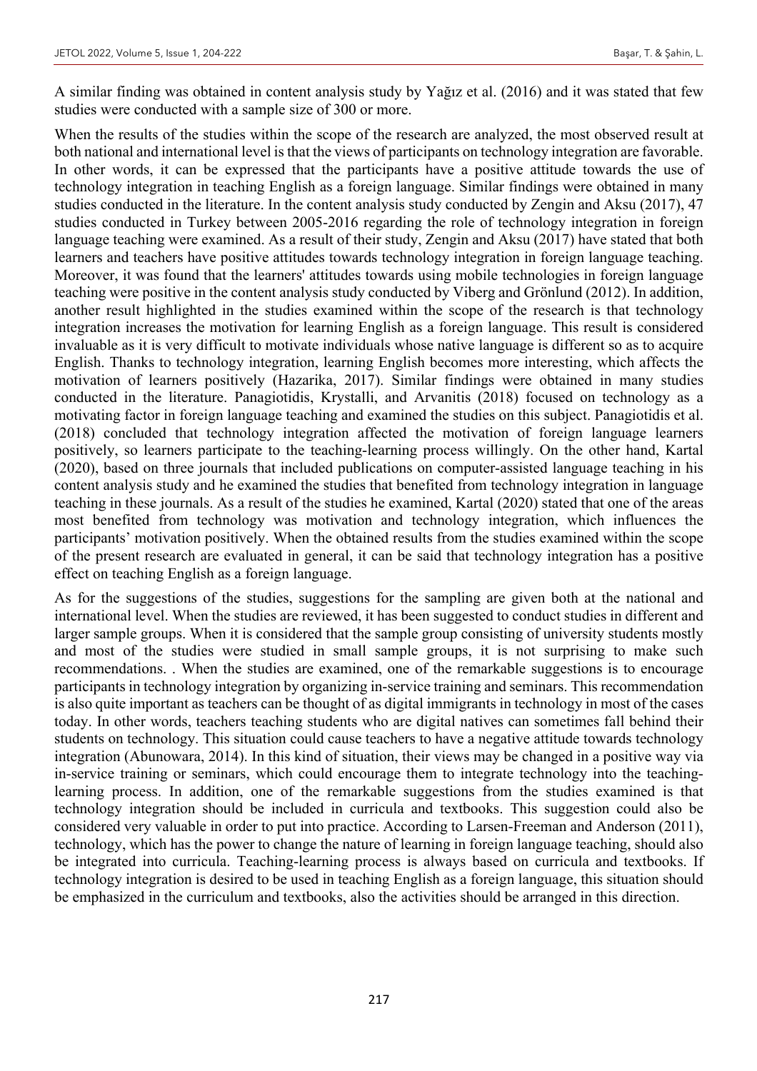A similar finding was obtained in content analysis study by Yağız et al. (2016) and it was stated that few studies were conducted with a sample size of 300 or more.

When the results of the studies within the scope of the research are analyzed, the most observed result at both national and international level is that the views of participants on technology integration are favorable. In other words, it can be expressed that the participants have a positive attitude towards the use of technology integration in teaching English as a foreign language. Similar findings were obtained in many studies conducted in the literature. In the content analysis study conducted by Zengin and Aksu (2017), 47 studies conducted in Turkey between 2005-2016 regarding the role of technology integration in foreign language teaching were examined. As a result of their study, Zengin and Aksu (2017) have stated that both learners and teachers have positive attitudes towards technology integration in foreign language teaching. Moreover, it was found that the learners' attitudes towards using mobile technologies in foreign language teaching were positive in the content analysis study conducted by Viberg and Grönlund (2012). In addition, another result highlighted in the studies examined within the scope of the research is that technology integration increases the motivation for learning English as a foreign language. This result is considered invaluable as it is very difficult to motivate individuals whose native language is different so as to acquire English. Thanks to technology integration, learning English becomes more interesting, which affects the motivation of learners positively (Hazarika, 2017). Similar findings were obtained in many studies conducted in the literature. Panagiotidis, Krystalli, and Arvanitis (2018) focused on technology as a motivating factor in foreign language teaching and examined the studies on this subject. Panagiotidis et al. (2018) concluded that technology integration affected the motivation of foreign language learners positively, so learners participate to the teaching-learning process willingly. On the other hand, Kartal (2020), based on three journals that included publications on computer-assisted language teaching in his content analysis study and he examined the studies that benefited from technology integration in language teaching in these journals. As a result of the studies he examined, Kartal (2020) stated that one of the areas most benefited from technology was motivation and technology integration, which influences the participants' motivation positively. When the obtained results from the studies examined within the scope of the present research are evaluated in general, it can be said that technology integration has a positive effect on teaching English as a foreign language.

As for the suggestions of the studies, suggestions for the sampling are given both at the national and international level. When the studies are reviewed, it has been suggested to conduct studies in different and larger sample groups. When it is considered that the sample group consisting of university students mostly and most of the studies were studied in small sample groups, it is not surprising to make such recommendations. . When the studies are examined, one of the remarkable suggestions is to encourage participants in technology integration by organizing in-service training and seminars. This recommendation is also quite important as teachers can be thought of as digital immigrants in technology in most of the cases today. In other words, teachers teaching students who are digital natives can sometimes fall behind their students on technology. This situation could cause teachers to have a negative attitude towards technology integration (Abunowara, 2014). In this kind of situation, their views may be changed in a positive way via in-service training or seminars, which could encourage them to integrate technology into the teaching-learning process. In addition, one of the remarkable suggestions from the studies examined is that technology integration should be included in curricula and textbooks. This suggestion could also be considered very valuable in order to put into practice. According to Larsen-Freeman and Anderson (2011), technology, which has the power to change the nature of learning in foreign language teaching, should also be integrated into curricula. Teaching-learning process is always based on curricula and textbooks. If technology integration is desired to be used in teaching English as a foreign language, this situation should be emphasized in the curriculum and textbooks, also the activities should be arranged in this direction.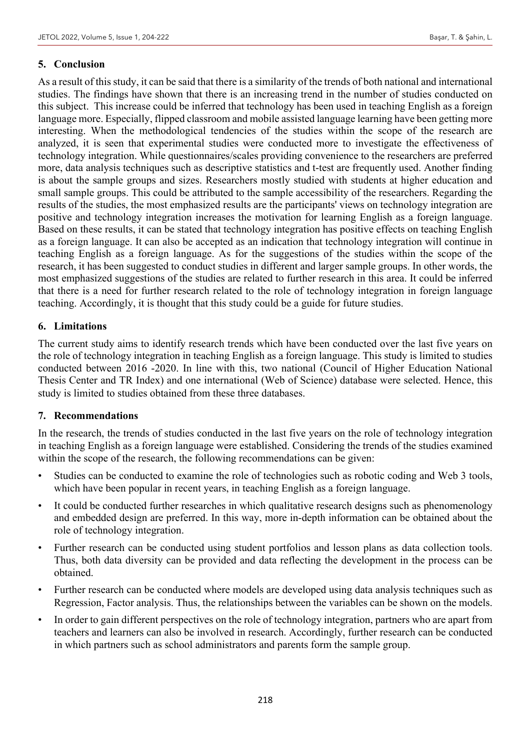## 5. Conclusion

As a result of this study, it can be said that there is a similarity of the trends of both national and international studies. The findings have shown that there is an increasing trend in the number of studies conducted on this subject. This increase could be inferred that technology has been used in teaching English as a foreign language more. Especially, flipped classroom and mobile assisted language learning have been getting more interesting. When the methodological tendencies of the studies within the scope of the research are analyzed, it is seen that experimental studies were conducted more to investigate the effectiveness of technology integration. While questionnaires/scales providing convenience to the researchers are preferred more, data analysis techniques such as descriptive statistics and t-test are frequently used. Another finding is about the sample groups and sizes. Researchers mostly studied with students at higher education and small sample groups. This could be attributed to the sample accessibility of the researchers. Regarding the results of the studies, the most emphasized results are the participants' views on technology integration are positive and technology integration increases the motivation for learning English as a foreign language. Based on these results, it can be stated that technology integration has positive effects on teaching English as a foreign language. It can also be accepted as an indication that technology integration will continue in teaching English as a foreign language. As for the suggestions of the studies within the scope of the research, it has been suggested to conduct studies in different and larger sample groups. In other words, the most emphasized suggestions of the studies are related to further research in this area. It could be inferred that there is a need for further research related to the role of technology integration in foreign language teaching. Accordingly, it is thought that this study could be a guide for future studies.

## 6. Limitations

The current study aims to identify research trends which have been conducted over the last five years on the role of technology integration in teaching English as a foreign language. This study is limited to studies conducted between 2016 -2020. In line with this, two national (Council of Higher Education National Thesis Center and TR Index) and one international (Web of Science) database were selected. Hence, this study is limited to studies obtained from these three databases.

## 7. Recommendations

In the research, the trends of studies conducted in the last five years on the role of technology integration in teaching English as a foreign language were established. Considering the trends of the studies examined within the scope of the research, the following recommendations can be given:

- Studies can be conducted to examine the role of technologies such as robotic coding and Web 3 tools, which have been popular in recent years, in teaching English as a foreign language.
- It could be conducted further researches in which qualitative research designs such as phenomenology and embedded design are preferred. In this way, more in-depth information can be obtained about the role of technology integration.
- Further research can be conducted using student portfolios and lesson plans as data collection tools. Thus, both data diversity can be provided and data reflecting the development in the process can be obtained.
- Further research can be conducted where models are developed using data analysis techniques such as Regression, Factor analysis. Thus, the relationships between the variables can be shown on the models.
- In order to gain different perspectives on the role of technology integration, partners who are apart from teachers and learners can also be involved in research. Accordingly, further research can be conducted in which partners such as school administrators and parents form the sample group.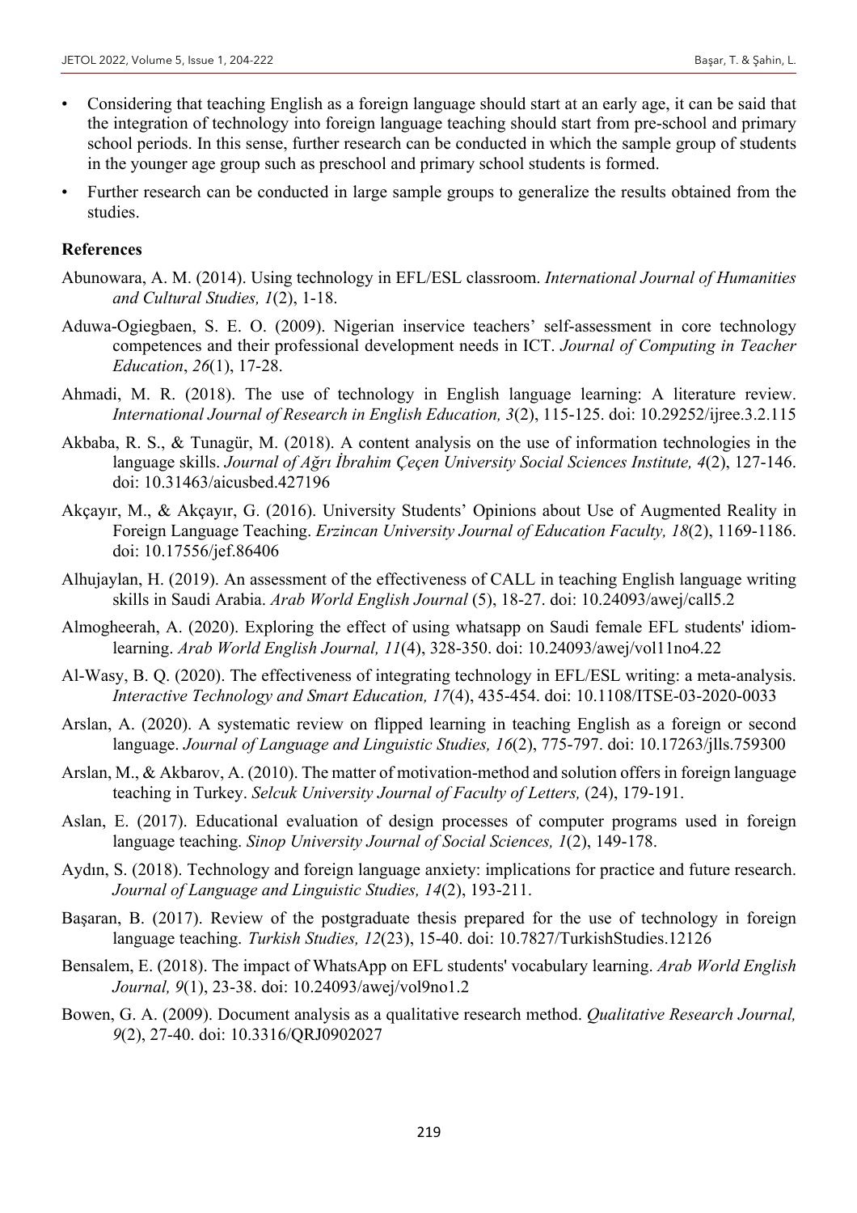- Considering that teaching English as a foreign language should start at an early age, it can be said that the integration of technology into foreign language teaching should start from pre-school and primary school periods. In this sense, further research can be conducted in which the sample group of students in the younger age group such as preschool and primary school students is formed.
- Further research can be conducted in large sample groups to generalize the results obtained from the studies.

### References

Abunowara, A. M. (2014). Using technology in EFL/ESL classroom. *International Journal of Humanities and Cultural Studies, 1*(2), 1-18.

Aduwa-Ogiegbaen, S. E. O. (2009). Nigerian inservice teachers' self-assessment in core technology competences and their professional development needs in ICT. *Journal of Computing in Teacher Education*, *26*(1), 17-28.

Ahmadi, M. R. (2018). The use of technology in English language learning: A literature review. *International Journal of Research in English Education, 3*(2), 115-125. doi: 10.29252/ijree.3.2.115

Akbaba, R. S., & Tunagür, M. (2018). A content analysis on the use of information technologies in the language skills. *Journal of Ağrı İbrahim Çeçen University Social Sciences Institute, 4*(2), 127-146. doi: 10.31463/aicusbed.427196

Akçayır, M., & Akçayır, G. (2016). University Students' Opinions about Use of Augmented Reality in Foreign Language Teaching. *Erzincan University Journal of Education Faculty, 18*(2), 1169-1186. doi: 10.17556/jef.86406

Alhujaylan, H. (2019). An assessment of the effectiveness of CALL in teaching English language writing skills in Saudi Arabia. *Arab World English Journal* (5), 18-27. doi: 10.24093/awej/call5.2

Almogheerah, A. (2020). Exploring the effect of using whatsapp on Saudi female EFL students' idiom-learning. *Arab World English Journal, 11*(4), 328-350. doi: 10.24093/awej/vol11no4.22

Al-Wasy, B. Q. (2020). The effectiveness of integrating technology in EFL/ESL writing: a meta-analysis. *Interactive Technology and Smart Education, 17*(4), 435-454. doi: 10.1108/ITSE-03-2020-0033

Arslan, A. (2020). A systematic review on flipped learning in teaching English as a foreign or second language. *Journal of Language and Linguistic Studies, 16*(2), 775-797. doi: 10.17263/jlls.759300

Arslan, M., & Akbarov, A. (2010). The matter of motivation-method and solution offers in foreign language teaching in Turkey. *Selcuk University Journal of Faculty of Letters,* (24), 179-191.

Aslan, E. (2017). Educational evaluation of design processes of computer programs used in foreign language teaching. *Sinop University Journal of Social Sciences, 1*(2), 149-178.

Aydın, S. (2018). Technology and foreign language anxiety: implications for practice and future research. *Journal of Language and Linguistic Studies, 14*(2), 193-211.

Başaran, B. (2017). Review of the postgraduate thesis prepared for the use of technology in foreign language teaching. *Turkish Studies, 12*(23), 15-40. doi: 10.7827/TurkishStudies.12126

Bensalem, E. (2018). The impact of WhatsApp on EFL students' vocabulary learning. *Arab World English Journal, 9*(1), 23-38. doi: 10.24093/awej/vol9no1.2

Bowen, G. A. (2009). Document analysis as a qualitative research method. *Qualitative Research Journal, 9*(2), 27-40. doi: 10.3316/QRJ0902027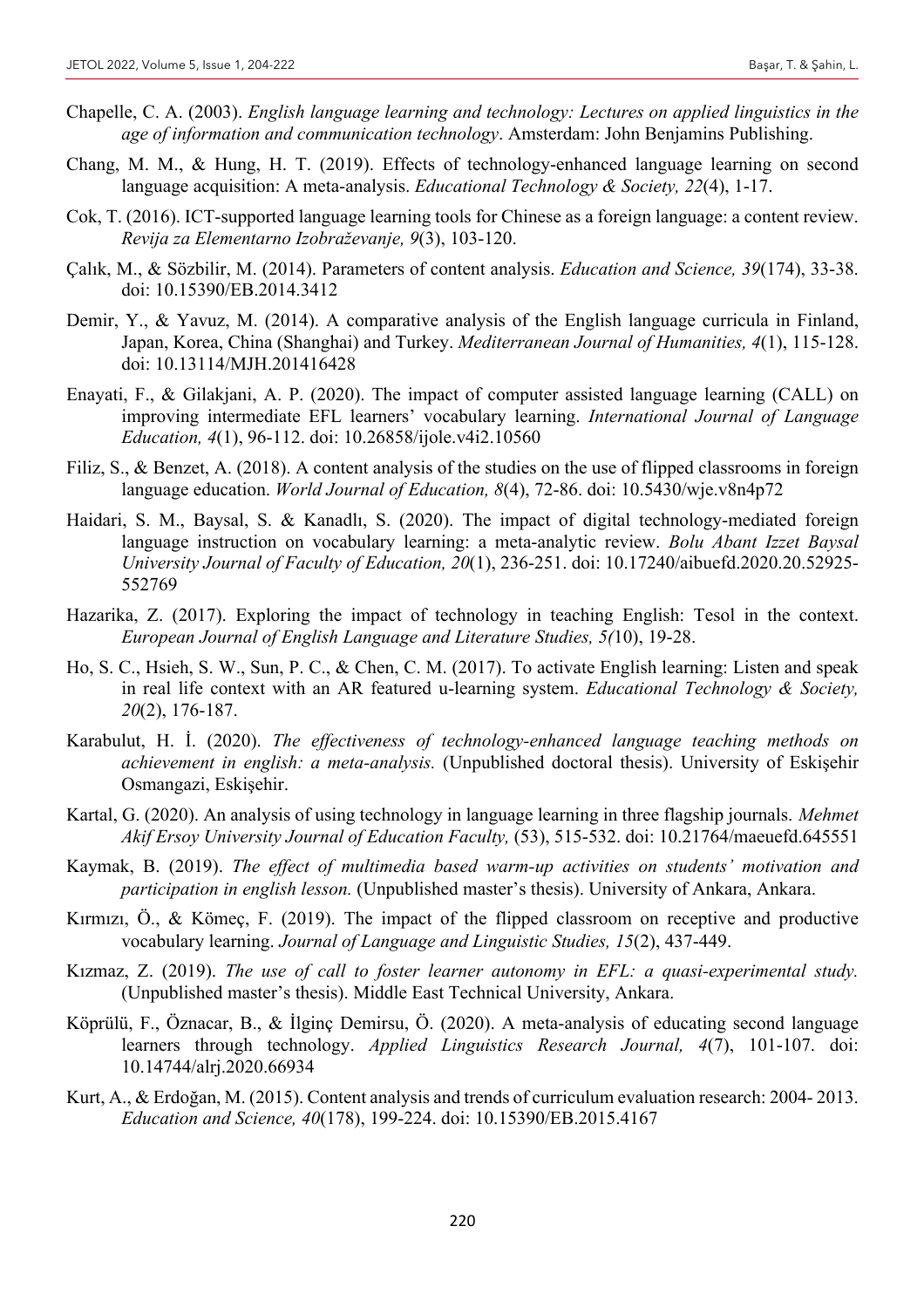Chapelle, C. A. (2003). *English language learning and technology: Lectures on applied linguistics in the age of information and communication technology*. Amsterdam: John Benjamins Publishing.

Chang, M. M., & Hung, H. T. (2019). Effects of technology-enhanced language learning on second language acquisition: A meta-analysis. *Educational Technology & Society, 22*(4), 1-17.

Cok, T. (2016). ICT-supported language learning tools for Chinese as a foreign language: a content review. *Revija za Elementarno Izobraževanje, 9*(3), 103-120.

Çalık, M., & Sözbilir, M. (2014). Parameters of content analysis. *Education and Science, 39*(174), 33-38. doi: 10.15390/EB.2014.3412

Demir, Y., & Yavuz, M. (2014). A comparative analysis of the English language curricula in Finland, Japan, Korea, China (Shanghai) and Turkey. *Mediterranean Journal of Humanities, 4*(1), 115-128. doi: 10.13114/MJH.201416428

Enayati, F., & Gilakjani, A. P. (2020). The impact of computer assisted language learning (CALL) on improving intermediate EFL learners' vocabulary learning. *International Journal of Language Education, 4*(1), 96-112. doi: 10.26858/ijole.v4i2.10560

Filiz, S., & Benzet, A. (2018). A content analysis of the studies on the use of flipped classrooms in foreign language education. *World Journal of Education, 8*(4), 72-86. doi: 10.5430/wje.v8n4p72

Haidari, S. M., Baysal, S. & Kanadlı, S. (2020). The impact of digital technology-mediated foreign language instruction on vocabulary learning: a meta-analytic review. *Bolu Abant Izzet Baysal University Journal of Faculty of Education, 20*(1), 236-251. doi: 10.17240/aibuefd.2020.20.52925-552769

Hazarika, Z. (2017). Exploring the impact of technology in teaching English: Tesol in the context. *European Journal of English Language and Literature Studies, 5(*10), 19-28.

Ho, S. C., Hsieh, S. W., Sun, P. C., & Chen, C. M. (2017). To activate English learning: Listen and speak in real life context with an AR featured u-learning system. *Educational Technology & Society, 20*(2), 176-187.

Karabulut, H. İ. (2020). *The effectiveness of technology-enhanced language teaching methods on achievement in english: a meta-analysis.* (Unpublished doctoral thesis). University of Eskişehir Osmangazi, Eskişehir.

Kartal, G. (2020). An analysis of using technology in language learning in three flagship journals. *Mehmet Akif Ersoy University Journal of Education Faculty,* (53), 515-532. doi: 10.21764/maeuefd.645551

Kaymak, B. (2019). *The effect of multimedia based warm-up activities on students' motivation and participation in english lesson.* (Unpublished master's thesis). University of Ankara, Ankara.

Kırmızı, Ö., & Kömeç, F. (2019). The impact of the flipped classroom on receptive and productive vocabulary learning. *Journal of Language and Linguistic Studies, 15*(2), 437-449.

Kızmaz, Z. (2019). *The use of call to foster learner autonomy in EFL: a quasi-experimental study.* (Unpublished master's thesis). Middle East Technical University, Ankara.

Köprülü, F., Öznacar, B., & İlginç Demirsu, Ö. (2020). A meta-analysis of educating second language learners through technology. *Applied Linguistics Research Journal, 4*(7), 101-107. doi: 10.14744/alrj.2020.66934

Kurt, A., & Erdoğan, M. (2015). Content analysis and trends of curriculum evaluation research: 2004- 2013. *Education and Science, 40*(178), 199-224. doi: 10.15390/EB.2015.4167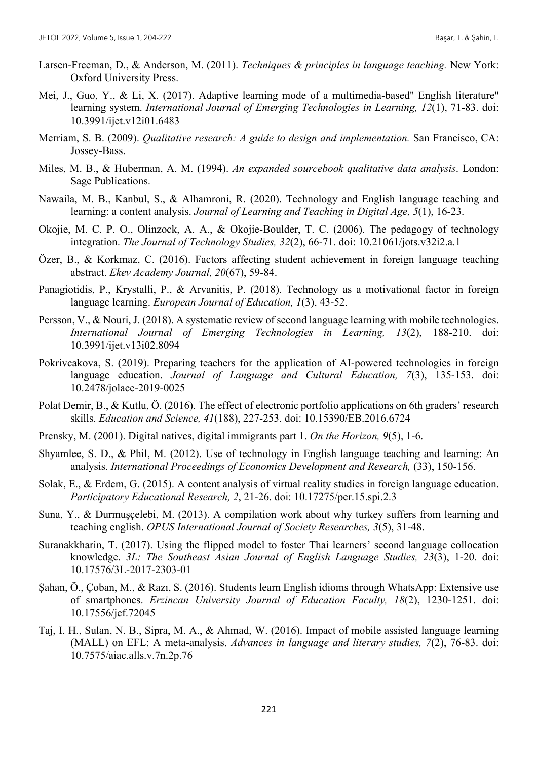Larsen-Freeman, D., & Anderson, M. (2011). *Techniques & principles in language teaching.* New York: Oxford University Press.

Mei, J., Guo, Y., & Li, X. (2017). Adaptive learning mode of a multimedia-based" English literature" learning system. *International Journal of Emerging Technologies in Learning, 12*(1), 71-83. doi: 10.3991/ijet.v12i01.6483

Merriam, S. B. (2009). *Qualitative research: A guide to design and implementation.* San Francisco, CA: Jossey-Bass.

Miles, M. B., & Huberman, A. M. (1994). *An expanded sourcebook qualitative data analysis*. London: Sage Publications.

Nawaila, M. B., Kanbul, S., & Alhamroni, R. (2020). Technology and English language teaching and learning: a content analysis. *Journal of Learning and Teaching in Digital Age, 5*(1), 16-23.

Okojie, M. C. P. O., Olinzock, A. A., & Okojie-Boulder, T. C. (2006). The pedagogy of technology integration. *The Journal of Technology Studies, 32*(2), 66-71. doi: 10.21061/jots.v32i2.a.1

Özer, B., & Korkmaz, C. (2016). Factors affecting student achievement in foreign language teaching abstract. *Ekev Academy Journal, 20*(67), 59-84.

Panagiotidis, P., Krystalli, P., & Arvanitis, P. (2018). Technology as a motivational factor in foreign language learning. *European Journal of Education, 1*(3), 43-52.

Persson, V., & Nouri, J. (2018). A systematic review of second language learning with mobile technologies. *International Journal of Emerging Technologies in Learning, 13*(2), 188-210. doi: 10.3991/ijet.v13i02.8094

Pokrivcakova, S. (2019). Preparing teachers for the application of AI-powered technologies in foreign language education. *Journal of Language and Cultural Education, 7*(3), 135-153. doi: 10.2478/jolace-2019-0025

Polat Demir, B., & Kutlu, Ö. (2016). The effect of electronic portfolio applications on 6th graders' research skills. *Education and Science, 41*(188), 227-253. doi: 10.15390/EB.2016.6724

Prensky, M. (2001). Digital natives, digital immigrants part 1. *On the Horizon, 9*(5), 1-6.

Shyamlee, S. D., & Phil, M. (2012). Use of technology in English language teaching and learning: An analysis. *International Proceedings of Economics Development and Research,* (33), 150-156.

Solak, E., & Erdem, G. (2015). A content analysis of virtual reality studies in foreign language education. *Participatory Educational Research, 2*, 21-26. doi: 10.17275/per.15.spi.2.3

Suna, Y., & Durmuşçelebi, M. (2013). A compilation work about why turkey suffers from learning and teaching english. *OPUS International Journal of Society Researches, 3*(5), 31-48.

Suranakkharin, T. (2017). Using the flipped model to foster Thai learners' second language collocation knowledge. *3L: The Southeast Asian Journal of English Language Studies, 23*(3), 1-20. doi: 10.17576/3L-2017-2303-01

Şahan, Ö., Çoban, M., & Razı, S. (2016). Students learn English idioms through WhatsApp: Extensive use of smartphones. *Erzincan University Journal of Education Faculty, 18*(2), 1230-1251. doi: 10.17556/jef.72045

Taj, I. H., Sulan, N. B., Sipra, M. A., & Ahmad, W. (2016). Impact of mobile assisted language learning (MALL) on EFL: A meta-analysis. *Advances in language and literary studies, 7*(2), 76-83. doi: 10.7575/aiac.alls.v.7n.2p.76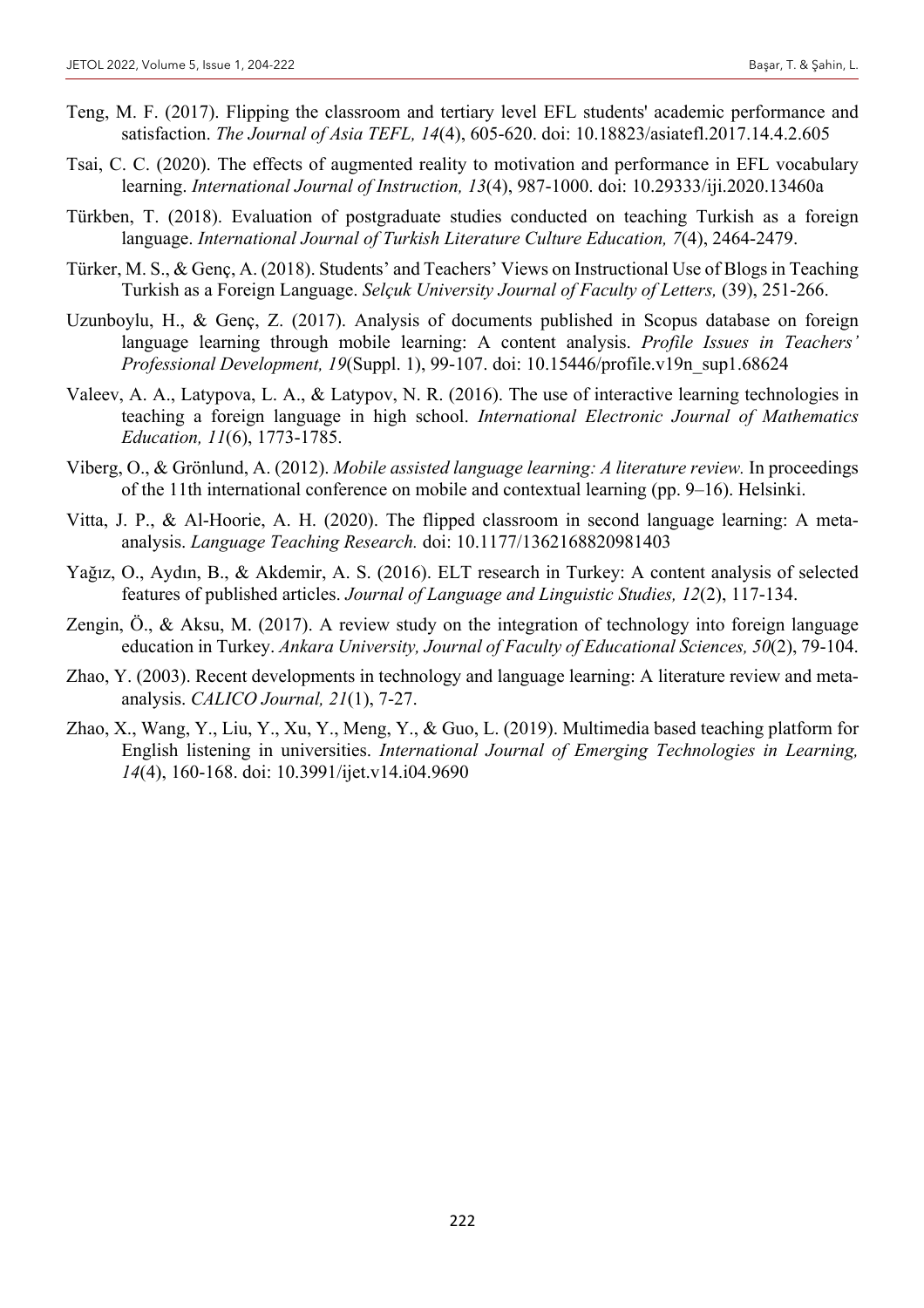Teng, M. F. (2017). Flipping the classroom and tertiary level EFL students' academic performance and satisfaction. *The Journal of Asia TEFL, 14*(4), 605-620. doi: 10.18823/asiatefl.2017.14.4.2.605

Tsai, C. C. (2020). The effects of augmented reality to motivation and performance in EFL vocabulary learning. *International Journal of Instruction, 13*(4), 987-1000. doi: 10.29333/iji.2020.13460a

Türkben, T. (2018). Evaluation of postgraduate studies conducted on teaching Turkish as a foreign language. *International Journal of Turkish Literature Culture Education, 7*(4), 2464-2479.

Türker, M. S., & Genç, A. (2018). Students' and Teachers' Views on Instructional Use of Blogs in Teaching Turkish as a Foreign Language. *Selçuk University Journal of Faculty of Letters,* (39), 251-266.

Uzunboylu, H., & Genç, Z. (2017). Analysis of documents published in Scopus database on foreign language learning through mobile learning: A content analysis. *Profile Issues in Teachers' Professional Development, 19*(Suppl. 1), 99-107. doi: 10.15446/profile.v19n_sup1.68624

Valeev, A. A., Latypova, L. A., & Latypov, N. R. (2016). The use of interactive learning technologies in teaching a foreign language in high school. *International Electronic Journal of Mathematics Education, 11*(6), 1773-1785.

Viberg, O., & Grönlund, A. (2012). *Mobile assisted language learning: A literature review.* In proceedings of the 11th international conference on mobile and contextual learning (pp. 9–16). Helsinki.

Vitta, J. P., & Al-Hoorie, A. H. (2020). The flipped classroom in second language learning: A meta-analysis. *Language Teaching Research.* doi: 10.1177/1362168820981403

Yağız, O., Aydın, B., & Akdemir, A. S. (2016). ELT research in Turkey: A content analysis of selected features of published articles. *Journal of Language and Linguistic Studies, 12*(2), 117-134.

Zengin, Ö., & Aksu, M. (2017). A review study on the integration of technology into foreign language education in Turkey. *Ankara University, Journal of Faculty of Educational Sciences, 50*(2), 79-104.

Zhao, Y. (2003). Recent developments in technology and language learning: A literature review and meta-analysis. *CALICO Journal, 21*(1), 7-27.

Zhao, X., Wang, Y., Liu, Y., Xu, Y., Meng, Y., & Guo, L. (2019). Multimedia based teaching platform for English listening in universities. *International Journal of Emerging Technologies in Learning, 14*(4), 160-168. doi: 10.3991/ijet.v14.i04.9690